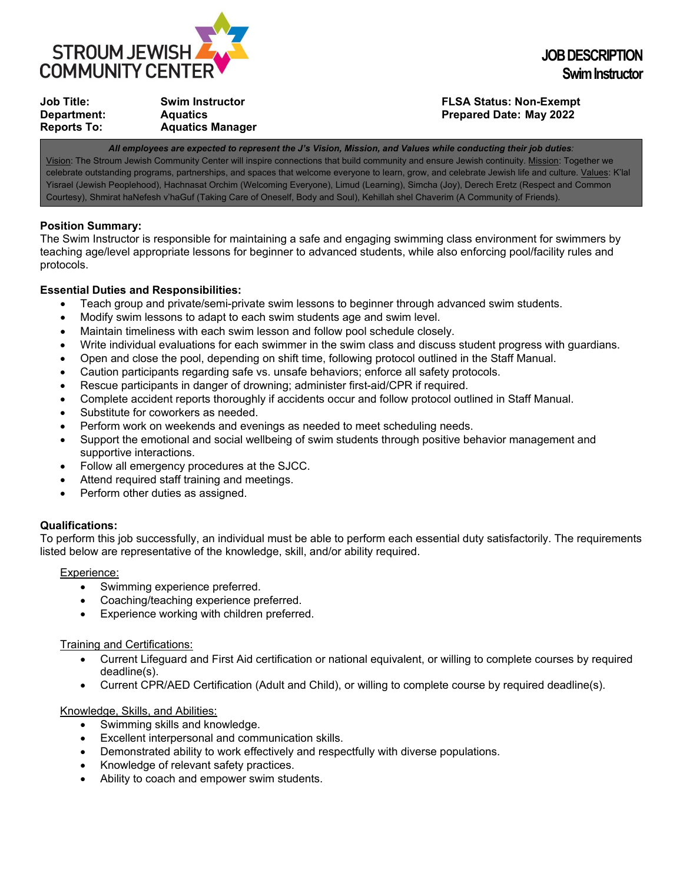STROUM JEWISH COMMUNITY CENTER

# JOB DESCRIPTION
## Swim Instructor

**Job Title:** Swim Instructor
**Department:** Aquatics
**Reports To:** Aquatics Manager

**FLSA Status: Non-Exempt**
**Prepared Date: May 2022**

***All employees are expected to represent the J's Vision, Mission, and Values while conducting their job duties:***
Vision: The Stroum Jewish Community Center will inspire connections that build community and ensure Jewish continuity. Mission: Together we celebrate outstanding programs, partnerships, and spaces that welcome everyone to learn, grow, and celebrate Jewish life and culture. Values: K'lal Yisrael (Jewish Peoplehood), Hachnasat Orchim (Welcoming Everyone), Limud (Learning), Simcha (Joy), Derech Eretz (Respect and Common Courtesy), Shmirat haNefesh v'haGuf (Taking Care of Oneself, Body and Soul), Kehillah shel Chaverim (A Community of Friends).

**Position Summary:**
The Swim Instructor is responsible for maintaining a safe and engaging swimming class environment for swimmers by teaching age/level appropriate lessons for beginner to advanced students, while also enforcing pool/facility rules and protocols.

**Essential Duties and Responsibilities:**

- Teach group and private/semi-private swim lessons to beginner through advanced swim students.
- Modify swim lessons to adapt to each swim students age and swim level.
- Maintain timeliness with each swim lesson and follow pool schedule closely.
- Write individual evaluations for each swimmer in the swim class and discuss student progress with guardians.
- Open and close the pool, depending on shift time, following protocol outlined in the Staff Manual.
- Caution participants regarding safe vs. unsafe behaviors; enforce all safety protocols.
- Rescue participants in danger of drowning; administer first-aid/CPR if required.
- Complete accident reports thoroughly if accidents occur and follow protocol outlined in Staff Manual.
- Substitute for coworkers as needed.
- Perform work on weekends and evenings as needed to meet scheduling needs.
- Support the emotional and social wellbeing of swim students through positive behavior management and supportive interactions.
- Follow all emergency procedures at the SJCC.
- Attend required staff training and meetings.
- Perform other duties as assigned.

**Qualifications:**
To perform this job successfully, an individual must be able to perform each essential duty satisfactorily. The requirements listed below are representative of the knowledge, skill, and/or ability required.

Experience:

- Swimming experience preferred.
- Coaching/teaching experience preferred.
- Experience working with children preferred.

Training and Certifications:

- Current Lifeguard and First Aid certification or national equivalent, or willing to complete courses by required deadline(s).
- Current CPR/AED Certification (Adult and Child), or willing to complete course by required deadline(s).

Knowledge, Skills, and Abilities:

- Swimming skills and knowledge.
- Excellent interpersonal and communication skills.
- Demonstrated ability to work effectively and respectfully with diverse populations.
- Knowledge of relevant safety practices.
- Ability to coach and empower swim students.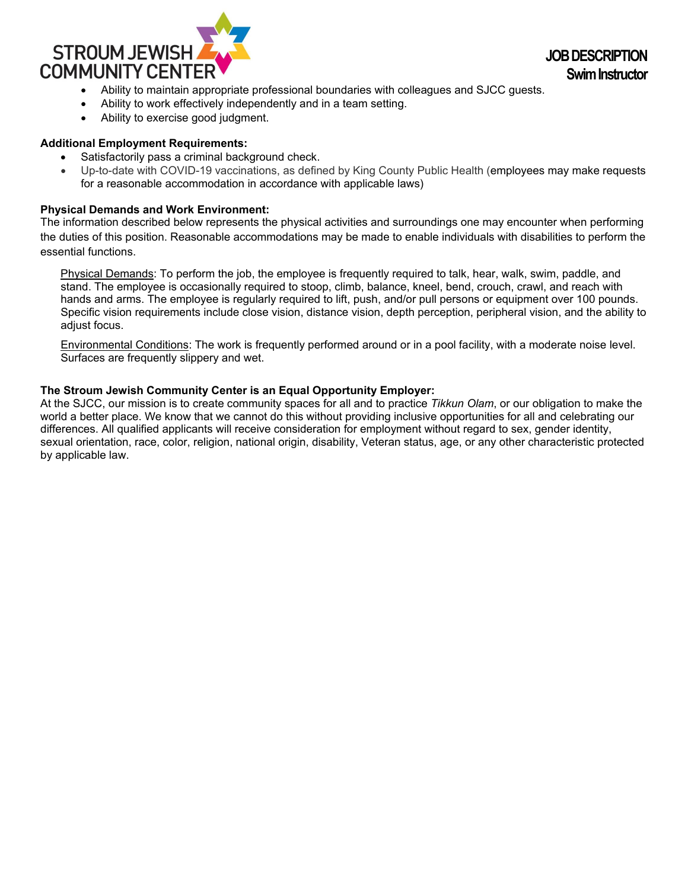- Ability to maintain appropriate professional boundaries with colleagues and SJCC guests.
- Ability to work effectively independently and in a team setting.
- Ability to exercise good judgment.

**Additional Employment Requirements:**

- Satisfactorily pass a criminal background check.
- Up-to-date with COVID-19 vaccinations, as defined by King County Public Health (employees may make requests for a reasonable accommodation in accordance with applicable laws)

**Physical Demands and Work Environment:**

The information described below represents the physical activities and surroundings one may encounter when performing the duties of this position. Reasonable accommodations may be made to enable individuals with disabilities to perform the essential functions.

Physical Demands: To perform the job, the employee is frequently required to talk, hear, walk, swim, paddle, and stand. The employee is occasionally required to stoop, climb, balance, kneel, bend, crouch, crawl, and reach with hands and arms. The employee is regularly required to lift, push, and/or pull persons or equipment over 100 pounds. Specific vision requirements include close vision, distance vision, depth perception, peripheral vision, and the ability to adjust focus.

Environmental Conditions: The work is frequently performed around or in a pool facility, with a moderate noise level. Surfaces are frequently slippery and wet.

**The Stroum Jewish Community Center is an Equal Opportunity Employer:**

At the SJCC, our mission is to create community spaces for all and to practice *Tikkun Olam*, or our obligation to make the world a better place. We know that we cannot do this without providing inclusive opportunities for all and celebrating our differences. All qualified applicants will receive consideration for employment without regard to sex, gender identity, sexual orientation, race, color, religion, national origin, disability, Veteran status, age, or any other characteristic protected by applicable law.